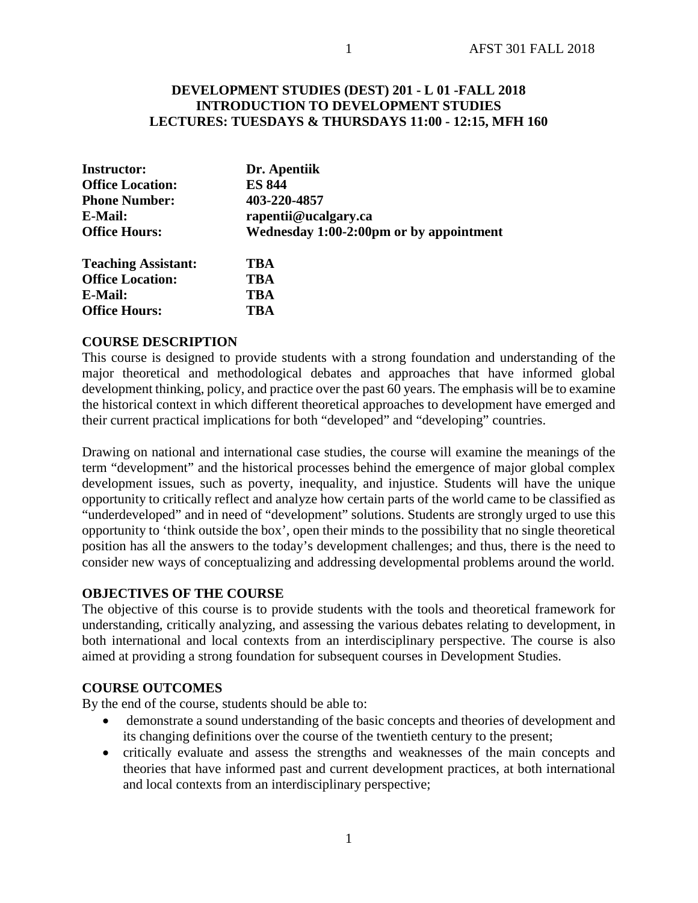**DEVELOPMENT STUDIES (DEST) 201 - L 01 -FALL 2018**
**INTRODUCTION TO DEVELOPMENT STUDIES**
**LECTURES: TUESDAYS & THURSDAYS 11:00 - 12:15, MFH 160**

| | |
|---|---|
| **Instructor:** | **Dr. Apentiik** |
| **Office Location:** | **ES 844** |
| **Phone Number:** | **403-220-4857** |
| **E-Mail:** | **rapentii@ucalgary.ca** |
| **Office Hours:** | **Wednesday 1:00-2:00pm or by appointment** |

| | |
|---|---|
| **Teaching Assistant:** | **TBA** |
| **Office Location:** | **TBA** |
| **E-Mail:** | **TBA** |
| **Office Hours:** | **TBA** |

## COURSE DESCRIPTION

This course is designed to provide students with a strong foundation and understanding of the major theoretical and methodological debates and approaches that have informed global development thinking, policy, and practice over the past 60 years. The emphasis will be to examine the historical context in which different theoretical approaches to development have emerged and their current practical implications for both "developed" and "developing" countries.

Drawing on national and international case studies, the course will examine the meanings of the term "development" and the historical processes behind the emergence of major global complex development issues, such as poverty, inequality, and injustice. Students will have the unique opportunity to critically reflect and analyze how certain parts of the world came to be classified as "underdeveloped" and in need of "development" solutions. Students are strongly urged to use this opportunity to 'think outside the box', open their minds to the possibility that no single theoretical position has all the answers to the today's development challenges; and thus, there is the need to consider new ways of conceptualizing and addressing developmental problems around the world.

## OBJECTIVES OF THE COURSE

The objective of this course is to provide students with the tools and theoretical framework for understanding, critically analyzing, and assessing the various debates relating to development, in both international and local contexts from an interdisciplinary perspective. The course is also aimed at providing a strong foundation for subsequent courses in Development Studies.

## COURSE OUTCOMES

By the end of the course, students should be able to:

- demonstrate a sound understanding of the basic concepts and theories of development and its changing definitions over the course of the twentieth century to the present;
- critically evaluate and assess the strengths and weaknesses of the main concepts and theories that have informed past and current development practices, at both international and local contexts from an interdisciplinary perspective;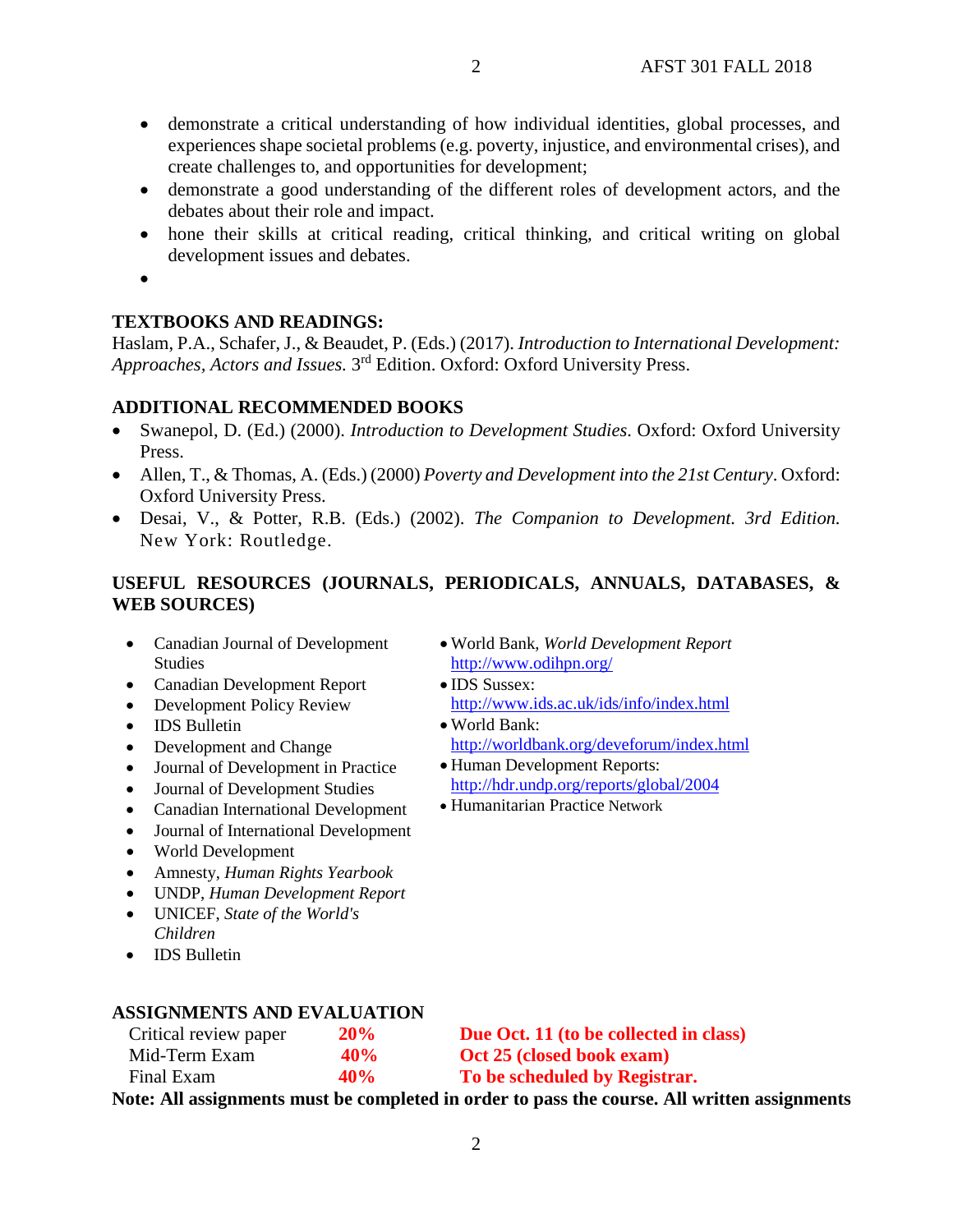- demonstrate a critical understanding of how individual identities, global processes, and experiences shape societal problems (e.g. poverty, injustice, and environmental crises), and create challenges to, and opportunities for development;
- demonstrate a good understanding of the different roles of development actors, and the debates about their role and impact.
- hone their skills at critical reading, critical thinking, and critical writing on global development issues and debates.
- 

## TEXTBOOKS AND READINGS:

Haslam, P.A., Schafer, J., & Beaudet, P. (Eds.) (2017). *Introduction to International Development: Approaches, Actors and Issues.* 3rd Edition. Oxford: Oxford University Press.

## ADDITIONAL RECOMMENDED BOOKS

- Swanepol, D. (Ed.) (2000). *Introduction to Development Studies*. Oxford: Oxford University Press.
- Allen, T., & Thomas, A. (Eds.) (2000) *Poverty and Development into the 21st Century*. Oxford: Oxford University Press.
- Desai, V., & Potter, R.B. (Eds.) (2002). *The Companion to Development. 3rd Edition.* New York: Routledge.

## USEFUL RESOURCES (JOURNALS, PERIODICALS, ANNUALS, DATABASES, & WEB SOURCES)

- Canadian Journal of Development Studies
- Canadian Development Report
- Development Policy Review
- IDS Bulletin
- Development and Change
- Journal of Development in Practice
- Journal of Development Studies
- Canadian International Development
- Journal of International Development
- World Development
- Amnesty, *Human Rights Yearbook*
- UNDP, *Human Development Report*
- UNICEF, *State of the World's Children*
- IDS Bulletin

- World Bank, *World Development Report* http://www.odihpn.org/
- IDS Sussex: http://www.ids.ac.uk/ids/info/index.html
- World Bank: http://worldbank.org/deveforum/index.html
- Human Development Reports: http://hdr.undp.org/reports/global/2004
- Humanitarian Practice Network

## ASSIGNMENTS AND EVALUATION

| | | |
|---|---|---|
| Critical review paper | **20%** | **Due Oct. 11 (to be collected in class)** |
| Mid-Term Exam | **40%** | **Oct 25 (closed book exam)** |
| Final Exam | **40%** | **To be scheduled by Registrar.** |

**Note: All assignments must be completed in order to pass the course. All written assignments**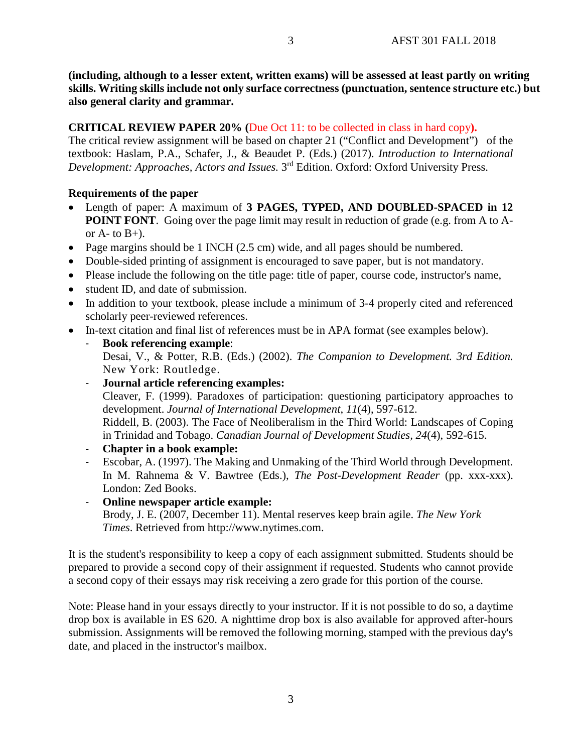**(including, although to a lesser extent, written exams) will be assessed at least partly on writing skills. Writing skills include not only surface correctness (punctuation, sentence structure etc.) but also general clarity and grammar.**

**CRITICAL REVIEW PAPER 20% (**Due Oct 11: to be collected in class in hard copy**).**

The critical review assignment will be based on chapter 21 ("Conflict and Development") of the textbook: Haslam, P.A., Schafer, J., & Beaudet P. (Eds.) (2017). *Introduction to International Development: Approaches, Actors and Issues.* 3rd Edition. Oxford: Oxford University Press.

**Requirements of the paper**

- Length of paper: A maximum of **3 PAGES, TYPED, AND DOUBLED-SPACED in 12 POINT FONT**. Going over the page limit may result in reduction of grade (e.g. from A to A- or A- to B+).
- Page margins should be 1 INCH (2.5 cm) wide, and all pages should be numbered.
- Double-sided printing of assignment is encouraged to save paper, but is not mandatory.
- Please include the following on the title page: title of paper, course code, instructor's name,
- student ID, and date of submission.
- In addition to your textbook, please include a minimum of 3-4 properly cited and referenced scholarly peer-reviewed references.
- In-text citation and final list of references must be in APA format (see examples below).
    - **Book referencing example**:
      Desai, V., & Potter, R.B. (Eds.) (2002). *The Companion to Development. 3rd Edition.* New York: Routledge.
    - **Journal article referencing examples:**
      Cleaver, F. (1999). Paradoxes of participation: questioning participatory approaches to development. *Journal of International Development, 11*(4), 597-612.
      Riddell, B. (2003). The Face of Neoliberalism in the Third World: Landscapes of Coping in Trinidad and Tobago. *Canadian Journal of Development Studies, 24*(4), 592-615.
    - **Chapter in a book example:**
    - Escobar, A. (1997). The Making and Unmaking of the Third World through Development. In M. Rahnema & V. Bawtree (Eds.), *The Post-Development Reader* (pp. xxx-xxx). London: Zed Books.
    - **Online newspaper article example:**
      Brody, J. E. (2007, December 11). Mental reserves keep brain agile. *The New York Times*. Retrieved from http://www.nytimes.com.

It is the student's responsibility to keep a copy of each assignment submitted. Students should be prepared to provide a second copy of their assignment if requested. Students who cannot provide a second copy of their essays may risk receiving a zero grade for this portion of the course.

Note: Please hand in your essays directly to your instructor. If it is not possible to do so, a daytime drop box is available in ES 620. A nighttime drop box is also available for approved after-hours submission. Assignments will be removed the following morning, stamped with the previous day's date, and placed in the instructor's mailbox.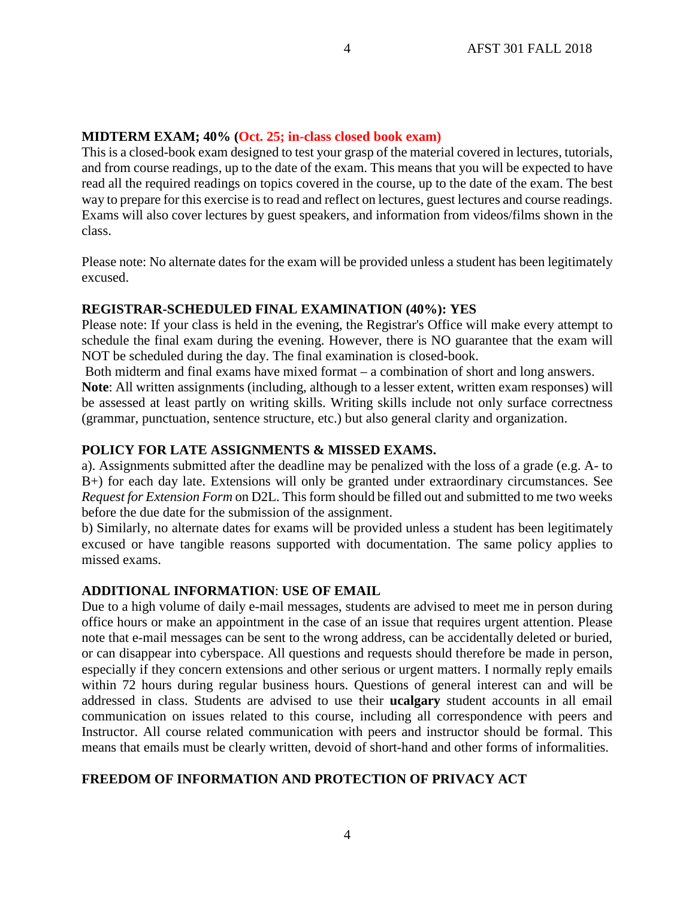**MIDTERM EXAM; 40% (Oct. 25; in-class closed book exam)**

This is a closed-book exam designed to test your grasp of the material covered in lectures, tutorials, and from course readings, up to the date of the exam. This means that you will be expected to have read all the required readings on topics covered in the course, up to the date of the exam. The best way to prepare for this exercise is to read and reflect on lectures, guest lectures and course readings. Exams will also cover lectures by guest speakers, and information from videos/films shown in the class.

Please note: No alternate dates for the exam will be provided unless a student has been legitimately excused.

**REGISTRAR-SCHEDULED FINAL EXAMINATION (40%): YES**

Please note: If your class is held in the evening, the Registrar's Office will make every attempt to schedule the final exam during the evening. However, there is NO guarantee that the exam will NOT be scheduled during the day. The final examination is closed-book.

Both midterm and final exams have mixed format – a combination of short and long answers.

**Note**: All written assignments (including, although to a lesser extent, written exam responses) will be assessed at least partly on writing skills. Writing skills include not only surface correctness (grammar, punctuation, sentence structure, etc.) but also general clarity and organization.

**POLICY FOR LATE ASSIGNMENTS & MISSED EXAMS.**

a). Assignments submitted after the deadline may be penalized with the loss of a grade (e.g. A- to B+) for each day late. Extensions will only be granted under extraordinary circumstances. See *Request for Extension Form* on D2L. This form should be filled out and submitted to me two weeks before the due date for the submission of the assignment.

b) Similarly, no alternate dates for exams will be provided unless a student has been legitimately excused or have tangible reasons supported with documentation. The same policy applies to missed exams.

**ADDITIONAL INFORMATION**: **USE OF EMAIL**

Due to a high volume of daily e-mail messages, students are advised to meet me in person during office hours or make an appointment in the case of an issue that requires urgent attention. Please note that e-mail messages can be sent to the wrong address, can be accidentally deleted or buried, or can disappear into cyberspace. All questions and requests should therefore be made in person, especially if they concern extensions and other serious or urgent matters. I normally reply emails within 72 hours during regular business hours. Questions of general interest can and will be addressed in class. Students are advised to use their **ucalgary** student accounts in all email communication on issues related to this course, including all correspondence with peers and Instructor. All course related communication with peers and instructor should be formal. This means that emails must be clearly written, devoid of short-hand and other forms of informalities.

**FREEDOM OF INFORMATION AND PROTECTION OF PRIVACY ACT**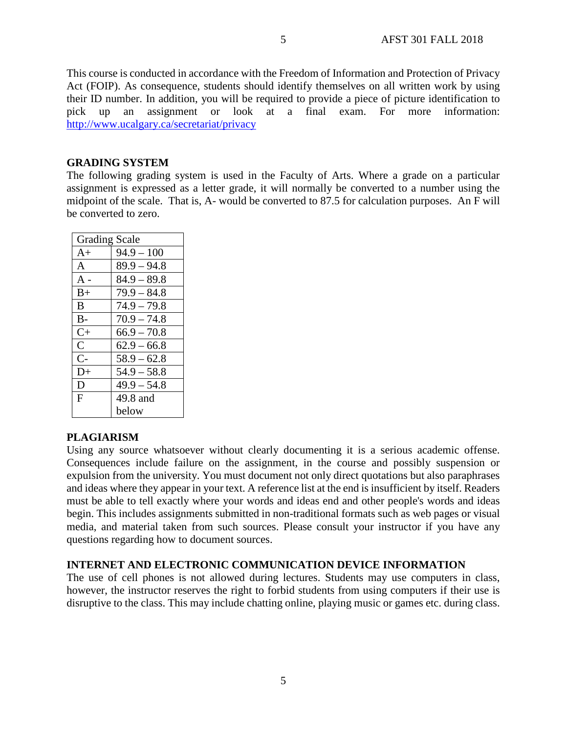This course is conducted in accordance with the Freedom of Information and Protection of Privacy Act (FOIP). As consequence, students should identify themselves on all written work by using their ID number. In addition, you will be required to provide a piece of picture identification to pick up an assignment or look at a final exam. For more information: http://www.ucalgary.ca/secretariat/privacy

**GRADING SYSTEM**

The following grading system is used in the Faculty of Arts. Where a grade on a particular assignment is expressed as a letter grade, it will normally be converted to a number using the midpoint of the scale. That is, A- would be converted to 87.5 for calculation purposes. An F will be converted to zero.

| Grading Scale | |
|---|---|
| A+ | 94.9 – 100 |
| A | 89.9 – 94.8 |
| A - | 84.9 – 89.8 |
| B+ | 79.9 – 84.8 |
| B | 74.9 – 79.8 |
| B- | 70.9 – 74.8 |
| C+ | 66.9 – 70.8 |
| C | 62.9 – 66.8 |
| C- | 58.9 – 62.8 |
| D+ | 54.9 – 58.8 |
| D | 49.9 – 54.8 |
| F | 49.8 and below |

**PLAGIARISM**

Using any source whatsoever without clearly documenting it is a serious academic offense. Consequences include failure on the assignment, in the course and possibly suspension or expulsion from the university. You must document not only direct quotations but also paraphrases and ideas where they appear in your text. A reference list at the end is insufficient by itself. Readers must be able to tell exactly where your words and ideas end and other people's words and ideas begin. This includes assignments submitted in non-traditional formats such as web pages or visual media, and material taken from such sources. Please consult your instructor if you have any questions regarding how to document sources.

**INTERNET AND ELECTRONIC COMMUNICATION DEVICE INFORMATION**

The use of cell phones is not allowed during lectures. Students may use computers in class, however, the instructor reserves the right to forbid students from using computers if their use is disruptive to the class. This may include chatting online, playing music or games etc. during class.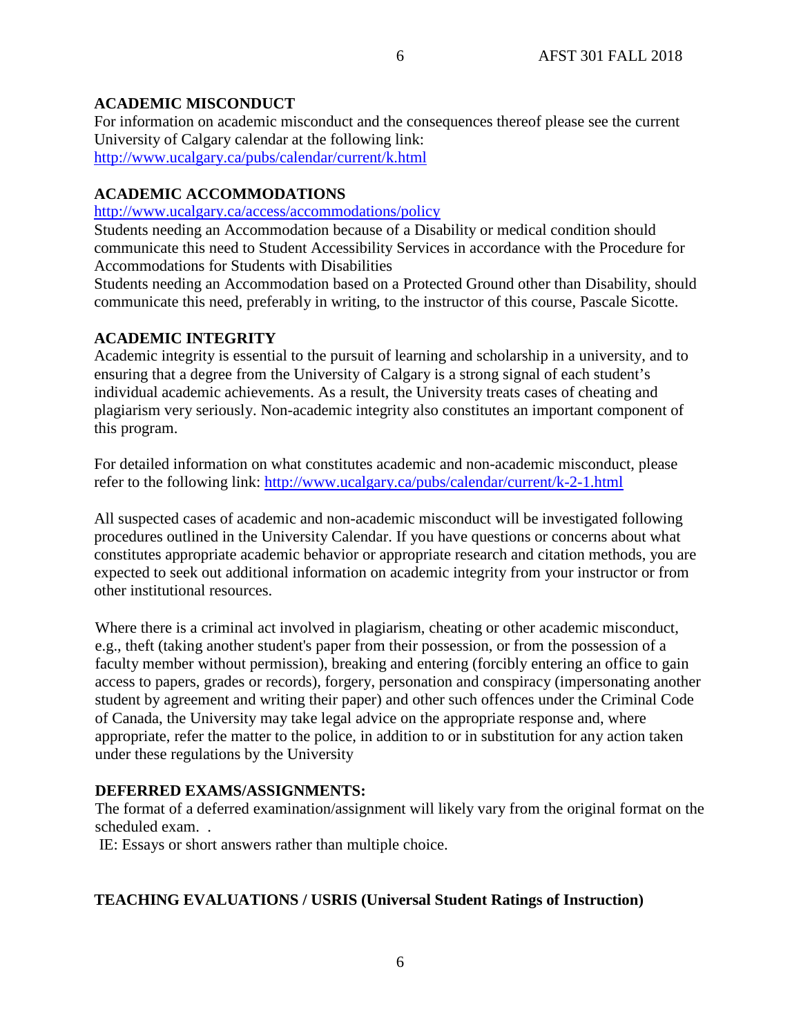## ACADEMIC MISCONDUCT

For information on academic misconduct and the consequences thereof please see the current University of Calgary calendar at the following link:
http://www.ucalgary.ca/pubs/calendar/current/k.html

## ACADEMIC ACCOMMODATIONS

http://www.ucalgary.ca/access/accommodations/policy

Students needing an Accommodation because of a Disability or medical condition should communicate this need to Student Accessibility Services in accordance with the Procedure for Accommodations for Students with Disabilities

Students needing an Accommodation based on a Protected Ground other than Disability, should communicate this need, preferably in writing, to the instructor of this course, Pascale Sicotte.

## ACADEMIC INTEGRITY

Academic integrity is essential to the pursuit of learning and scholarship in a university, and to ensuring that a degree from the University of Calgary is a strong signal of each student's individual academic achievements. As a result, the University treats cases of cheating and plagiarism very seriously. Non-academic integrity also constitutes an important component of this program.

For detailed information on what constitutes academic and non-academic misconduct, please refer to the following link: http://www.ucalgary.ca/pubs/calendar/current/k-2-1.html

All suspected cases of academic and non-academic misconduct will be investigated following procedures outlined in the University Calendar. If you have questions or concerns about what constitutes appropriate academic behavior or appropriate research and citation methods, you are expected to seek out additional information on academic integrity from your instructor or from other institutional resources.

Where there is a criminal act involved in plagiarism, cheating or other academic misconduct, e.g., theft (taking another student's paper from their possession, or from the possession of a faculty member without permission), breaking and entering (forcibly entering an office to gain access to papers, grades or records), forgery, personation and conspiracy (impersonating another student by agreement and writing their paper) and other such offences under the Criminal Code of Canada, the University may take legal advice on the appropriate response and, where appropriate, refer the matter to the police, in addition to or in substitution for any action taken under these regulations by the University

## DEFERRED EXAMS/ASSIGNMENTS:

The format of a deferred examination/assignment will likely vary from the original format on the scheduled exam. .

IE: Essays or short answers rather than multiple choice.

## TEACHING EVALUATIONS / USRIS (Universal Student Ratings of Instruction)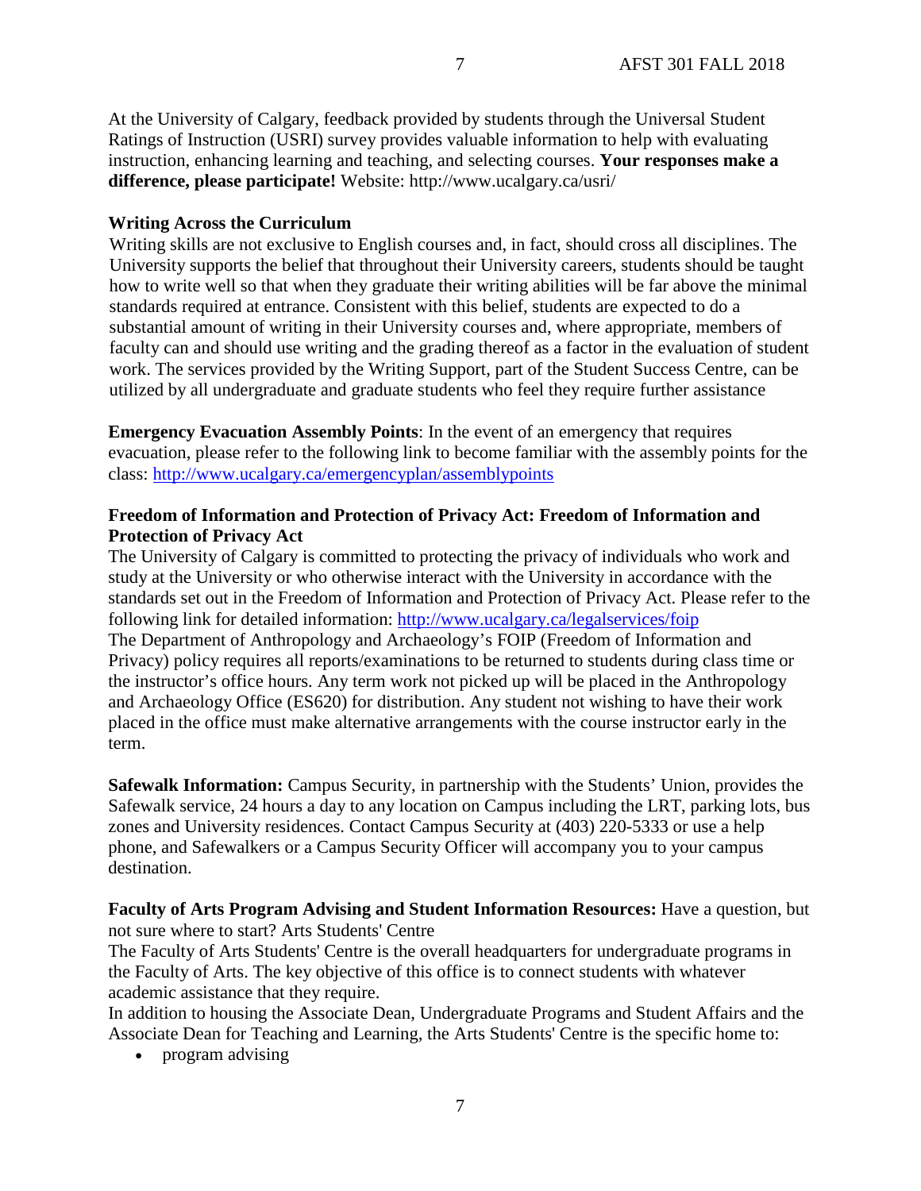At the University of Calgary, feedback provided by students through the Universal Student Ratings of Instruction (USRI) survey provides valuable information to help with evaluating instruction, enhancing learning and teaching, and selecting courses. **Your responses make a difference, please participate!** Website: http://www.ucalgary.ca/usri/

**Writing Across the Curriculum**

Writing skills are not exclusive to English courses and, in fact, should cross all disciplines. The University supports the belief that throughout their University careers, students should be taught how to write well so that when they graduate their writing abilities will be far above the minimal standards required at entrance. Consistent with this belief, students are expected to do a substantial amount of writing in their University courses and, where appropriate, members of faculty can and should use writing and the grading thereof as a factor in the evaluation of student work. The services provided by the Writing Support, part of the Student Success Centre, can be utilized by all undergraduate and graduate students who feel they require further assistance

**Emergency Evacuation Assembly Points**: In the event of an emergency that requires evacuation, please refer to the following link to become familiar with the assembly points for the class: http://www.ucalgary.ca/emergencyplan/assemblypoints

**Freedom of Information and Protection of Privacy Act: Freedom of Information and Protection of Privacy Act**

The University of Calgary is committed to protecting the privacy of individuals who work and study at the University or who otherwise interact with the University in accordance with the standards set out in the Freedom of Information and Protection of Privacy Act. Please refer to the following link for detailed information: http://www.ucalgary.ca/legalservices/foip

The Department of Anthropology and Archaeology's FOIP (Freedom of Information and Privacy) policy requires all reports/examinations to be returned to students during class time or the instructor's office hours. Any term work not picked up will be placed in the Anthropology and Archaeology Office (ES620) for distribution. Any student not wishing to have their work placed in the office must make alternative arrangements with the course instructor early in the term.

**Safewalk Information:** Campus Security, in partnership with the Students' Union, provides the Safewalk service, 24 hours a day to any location on Campus including the LRT, parking lots, bus zones and University residences. Contact Campus Security at (403) 220-5333 or use a help phone, and Safewalkers or a Campus Security Officer will accompany you to your campus destination.

**Faculty of Arts Program Advising and Student Information Resources:** Have a question, but not sure where to start? Arts Students' Centre

The Faculty of Arts Students' Centre is the overall headquarters for undergraduate programs in the Faculty of Arts. The key objective of this office is to connect students with whatever academic assistance that they require.

In addition to housing the Associate Dean, Undergraduate Programs and Student Affairs and the Associate Dean for Teaching and Learning, the Arts Students' Centre is the specific home to:

- program advising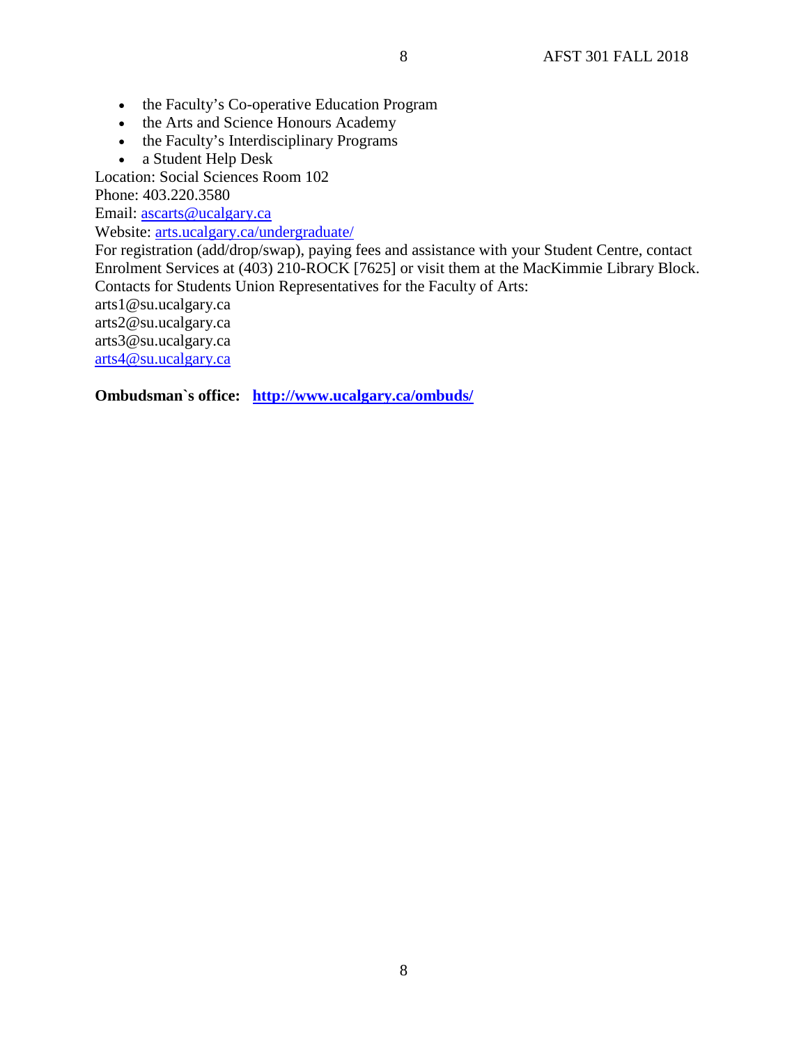- the Faculty's Co-operative Education Program
- the Arts and Science Honours Academy
- the Faculty's Interdisciplinary Programs
- a Student Help Desk

Location: Social Sciences Room 102
Phone: 403.220.3580
Email: ascarts@ucalgary.ca
Website: arts.ucalgary.ca/undergraduate/
For registration (add/drop/swap), paying fees and assistance with your Student Centre, contact Enrolment Services at (403) 210-ROCK [7625] or visit them at the MacKimmie Library Block.
Contacts for Students Union Representatives for the Faculty of Arts:
arts1@su.ucalgary.ca
arts2@su.ucalgary.ca
arts3@su.ucalgary.ca
arts4@su.ucalgary.ca

**Ombudsman`s office: http://www.ucalgary.ca/ombuds/**